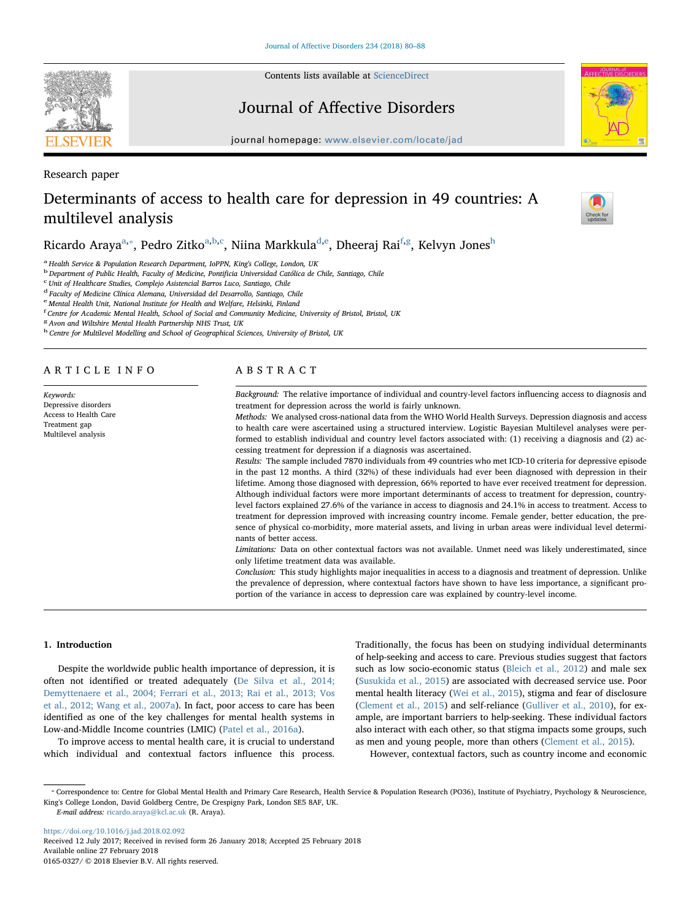Research paper

# Determinants of access to health care for depression in 49 countries: A multilevel analysis

Ricardo Araya[a,*], Pedro Zitko[a,b,c], Niina Markkula[d,e], Dheeraj Rai[f,g], Kelvyn Jones[h]

[a] Health Service & Population Research Department, IoPPN, King's College, London, UK
[b] Department of Public Health, Faculty of Medicine, Pontificia Universidad Católica de Chile, Santiago, Chile
[c] Unit of Healthcare Studies, Complejo Asistencial Barros Luco, Santiago, Chile
[d] Faculty of Medicine Clínica Alemana, Universidad del Desarrollo, Santiago, Chile
[e] Mental Health Unit, National Institute for Health and Welfare, Helsinki, Finland
[f] Centre for Academic Mental Health, School of Social and Community Medicine, University of Bristol, Bristol, UK
[g] Avon and Wiltshire Mental Health Partnership NHS Trust, UK
[h] Centre for Multilevel Modelling and School of Geographical Sciences, University of Bristol, UK

## ARTICLE INFO

*Keywords:*
Depressive disorders
Access to Health Care
Treatment gap
Multilevel analysis

## ABSTRACT

*Background:* The relative importance of individual and country-level factors influencing access to diagnosis and treatment for depression across the world is fairly unknown.

*Methods:* We analysed cross-national data from the WHO World Health Surveys. Depression diagnosis and access to health care were ascertained using a structured interview. Logistic Bayesian Multilevel analyses were performed to establish individual and country level factors associated with: (1) receiving a diagnosis and (2) accessing treatment for depression if a diagnosis was ascertained.

*Results:* The sample included 7870 individuals from 49 countries who met ICD-10 criteria for depressive episode in the past 12 months. A third (32%) of these individuals had ever been diagnosed with depression in their lifetime. Among those diagnosed with depression, 66% reported to have ever received treatment for depression. Although individual factors were more important determinants of access to treatment for depression, country-level factors explained 27.6% of the variance in access to diagnosis and 24.1% in access to treatment. Access to treatment for depression improved with increasing country income. Female gender, better education, the presence of physical co-morbidity, more material assets, and living in urban areas were individual level determinants of better access.

*Limitations:* Data on other contextual factors was not available. Unmet need was likely underestimated, since only lifetime treatment data was available.

*Conclusion:* This study highlights major inequalities in access to a diagnosis and treatment of depression. Unlike the prevalence of depression, where contextual factors have shown to have less importance, a significant proportion of the variance in access to depression care was explained by country-level income.

## 1. Introduction

Despite the worldwide public health importance of depression, it is often not identified or treated adequately (De Silva et al., 2014; Demyttenaere et al., 2004; Ferrari et al., 2013; Rai et al., 2013; Vos et al., 2012; Wang et al., 2007a). In fact, poor access to care has been identified as one of the key challenges for mental health systems in Low-and-Middle Income countries (LMIC) (Patel et al., 2016a).

To improve access to mental health care, it is crucial to understand which individual and contextual factors influence this process. Traditionally, the focus has been on studying individual determinants of help-seeking and access to care. Previous studies suggest that factors such as low socio-economic status (Bleich et al., 2012) and male sex (Susukida et al., 2015) are associated with decreased service use. Poor mental health literacy (Wei et al., 2015), stigma and fear of disclosure (Clement et al., 2015) and self-reliance (Gulliver et al., 2010), for example, are important barriers to help-seeking. These individual factors also interact with each other, so that stigma impacts some groups, such as men and young people, more than others (Clement et al., 2015).

However, contextual factors, such as country income and economic

* Correspondence to: Centre for Global Mental Health and Primary Care Research, Health Service & Population Research (PO36), Institute of Psychiatry, Psychology & Neuroscience, King's College London, David Goldberg Centre, De Crespigny Park, London SE5 8AF, UK.
*E-mail address:* ricardo.araya@kcl.ac.uk (R. Araya).

https://doi.org/10.1016/j.jad.2018.02.092
Received 12 July 2017; Received in revised form 26 January 2018; Accepted 25 February 2018
Available online 27 February 2018
0165-0327/ © 2018 Elsevier B.V. All rights reserved.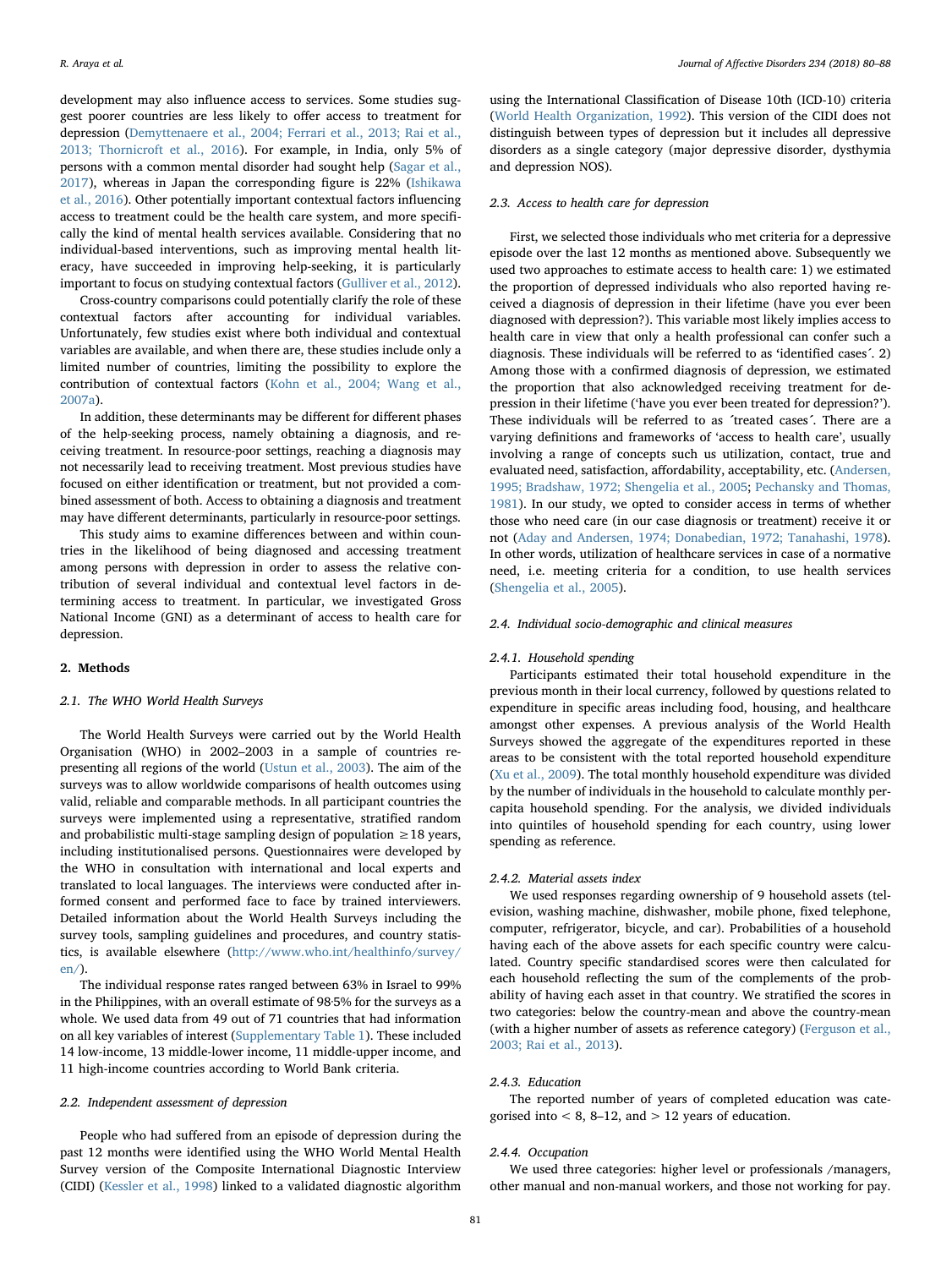development may also influence access to services. Some studies suggest poorer countries are less likely to offer access to treatment for depression (Demyttenaere et al., 2004; Ferrari et al., 2013; Rai et al., 2013; Thornicroft et al., 2016). For example, in India, only 5% of persons with a common mental disorder had sought help (Sagar et al., 2017), whereas in Japan the corresponding figure is 22% (Ishikawa et al., 2016). Other potentially important contextual factors influencing access to treatment could be the health care system, and more specifically the kind of mental health services available. Considering that no individual-based interventions, such as improving mental health literacy, have succeeded in improving help-seeking, it is particularly important to focus on studying contextual factors (Gulliver et al., 2012).

Cross-country comparisons could potentially clarify the role of these contextual factors after accounting for individual variables. Unfortunately, few studies exist where both individual and contextual variables are available, and when there are, these studies include only a limited number of countries, limiting the possibility to explore the contribution of contextual factors (Kohn et al., 2004; Wang et al., 2007a).

In addition, these determinants may be different for different phases of the help-seeking process, namely obtaining a diagnosis, and receiving treatment. In resource-poor settings, reaching a diagnosis may not necessarily lead to receiving treatment. Most previous studies have focused on either identification or treatment, but not provided a combined assessment of both. Access to obtaining a diagnosis and treatment may have different determinants, particularly in resource-poor settings.

This study aims to examine differences between and within countries in the likelihood of being diagnosed and accessing treatment among persons with depression in order to assess the relative contribution of several individual and contextual level factors in determining access to treatment. In particular, we investigated Gross National Income (GNI) as a determinant of access to health care for depression.

## 2. Methods

### 2.1. The WHO World Health Surveys

The World Health Surveys were carried out by the World Health Organisation (WHO) in 2002–2003 in a sample of countries representing all regions of the world (Ustun et al., 2003). The aim of the surveys was to allow worldwide comparisons of health outcomes using valid, reliable and comparable methods. In all participant countries the surveys were implemented using a representative, stratified random and probabilistic multi-stage sampling design of population ≥18 years, including institutionalised persons. Questionnaires were developed by the WHO in consultation with international and local experts and translated to local languages. The interviews were conducted after informed consent and performed face to face by trained interviewers. Detailed information about the World Health Surveys including the survey tools, sampling guidelines and procedures, and country statistics, is available elsewhere (http://www.who.int/healthinfo/survey/en/).

The individual response rates ranged between 63% in Israel to 99% in the Philippines, with an overall estimate of 98·5% for the surveys as a whole. We used data from 49 out of 71 countries that had information on all key variables of interest (Supplementary Table 1). These included 14 low-income, 13 middle-lower income, 11 middle-upper income, and 11 high-income countries according to World Bank criteria.

### 2.2. Independent assessment of depression

People who had suffered from an episode of depression during the past 12 months were identified using the WHO World Mental Health Survey version of the Composite International Diagnostic Interview (CIDI) (Kessler et al., 1998) linked to a validated diagnostic algorithm using the International Classification of Disease 10th (ICD-10) criteria (World Health Organization, 1992). This version of the CIDI does not distinguish between types of depression but it includes all depressive disorders as a single category (major depressive disorder, dysthymia and depression NOS).

### 2.3. Access to health care for depression

First, we selected those individuals who met criteria for a depressive episode over the last 12 months as mentioned above. Subsequently we used two approaches to estimate access to health care: 1) we estimated the proportion of depressed individuals who also reported having received a diagnosis of depression in their lifetime (have you ever been diagnosed with depression?). This variable most likely implies access to health care in view that only a health professional can confer such a diagnosis. These individuals will be referred to as 'identified cases´. 2) Among those with a confirmed diagnosis of depression, we estimated the proportion that also acknowledged receiving treatment for depression in their lifetime ('have you ever been treated for depression?'). These individuals will be referred to as ´treated cases´. There are a varying definitions and frameworks of 'access to health care', usually involving a range of concepts such us utilization, contact, true and evaluated need, satisfaction, affordability, acceptability, etc. (Andersen, 1995; Bradshaw, 1972; Shengelia et al., 2005; Pechansky and Thomas, 1981). In our study, we opted to consider access in terms of whether those who need care (in our case diagnosis or treatment) receive it or not (Aday and Andersen, 1974; Donabedian, 1972; Tanahashi, 1978). In other words, utilization of healthcare services in case of a normative need, i.e. meeting criteria for a condition, to use health services (Shengelia et al., 2005).

### 2.4. Individual socio-demographic and clinical measures

#### 2.4.1. Household spending

Participants estimated their total household expenditure in the previous month in their local currency, followed by questions related to expenditure in specific areas including food, housing, and healthcare amongst other expenses. A previous analysis of the World Health Surveys showed the aggregate of the expenditures reported in these areas to be consistent with the total reported household expenditure (Xu et al., 2009). The total monthly household expenditure was divided by the number of individuals in the household to calculate monthly per-capita household spending. For the analysis, we divided individuals into quintiles of household spending for each country, using lower spending as reference.

#### 2.4.2. Material assets index

We used responses regarding ownership of 9 household assets (television, washing machine, dishwasher, mobile phone, fixed telephone, computer, refrigerator, bicycle, and car). Probabilities of a household having each of the above assets for each specific country were calculated. Country specific standardised scores were then calculated for each household reflecting the sum of the complements of the probability of having each asset in that country. We stratified the scores in two categories: below the country-mean and above the country-mean (with a higher number of assets as reference category) (Ferguson et al., 2003; Rai et al., 2013).

#### 2.4.3. Education

The reported number of years of completed education was categorised into < 8, 8–12, and > 12 years of education.

#### 2.4.4. Occupation

We used three categories: higher level or professionals /managers, other manual and non-manual workers, and those not working for pay.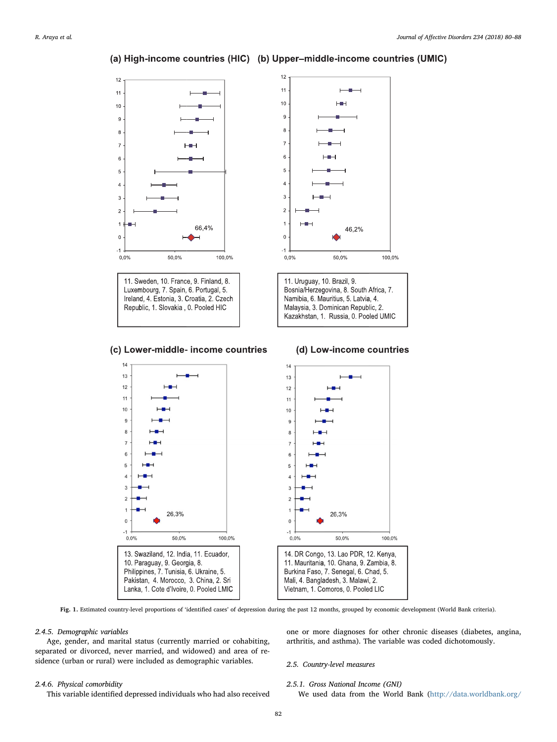(a) High-income countries (HIC) (b) Upper–middle-income countries (UMIC)

11. Sweden, 10. France, 9. Finland, 8. Luxembourg, 7. Spain, 6. Portugal, 5. Ireland, 4. Estonia, 3. Croatia, 2. Czech Republic, 1. Slovakia , 0. Pooled HIC

66,4%

11. Uruguay, 10. Brazil, 9. Bosnia/Herzegovina, 8. South Africa, 7. Namibia, 6. Mauritius, 5. Latvia, 4. Malaysia, 3. Dominican Republic, 2. Kazakhstan, 1. Russia, 0. Pooled UMIC

46,2%

(c) Lower-middle- income countries

13. Swaziland, 12. India, 11. Ecuador, 10. Paraguay, 9. Georgia, 8. Philippines, 7. Tunisia, 6. Ukraine, 5. Pakistan, 4. Morocco, 3. China, 2. Sri Lanka, 1. Cote d'Ivoire, 0. Pooled LMIC

26,3%

(d) Low-income countries

14. DR Congo, 13. Lao PDR, 12. Kenya, 11. Mauritania, 10. Ghana, 9. Zambia, 8. Burkina Faso, 7. Senegal, 6. Chad, 5. Mali, 4. Bangladesh, 3. Malawi, 2. Vietnam, 1. Comoros, 0. Pooled LIC

26,3%

**Fig. 1.** Estimated country-level proportions of 'identified cases' of depression during the past 12 months, grouped by economic development (World Bank criteria).

#### 2.4.5. Demographic variables

Age, gender, and marital status (currently married or cohabiting, separated or divorced, never married, and widowed) and area of residence (urban or rural) were included as demographic variables.

#### 2.4.6. Physical comorbidity

This variable identified depressed individuals who had also received one or more diagnoses for other chronic diseases (diabetes, angina, arthritis, and asthma). The variable was coded dichotomously.

### 2.5. Country-level measures

#### 2.5.1. Gross National Income (GNI)

We used data from the World Bank (http://data.worldbank.org/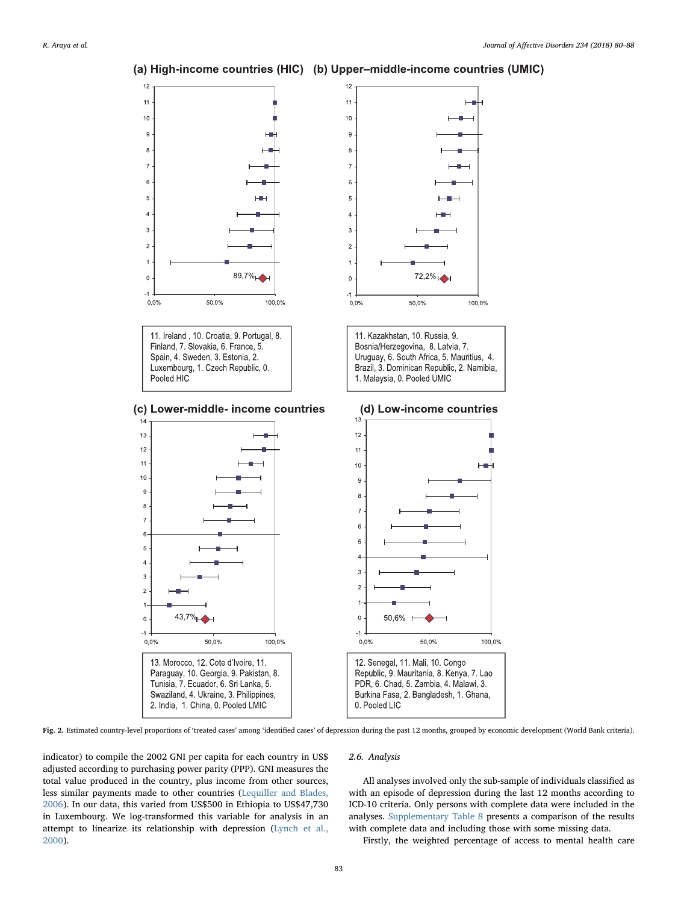(a) High-income countries (HIC)

89,7%

11. Ireland , 10. Croatia, 9. Portugal, 8. Finland, 7. Slovakia, 6. France, 5. Spain, 4. Sweden, 3. Estonia, 2. Luxembourg, 1. Czech Republic, 0. Pooled HIC

(b) Upper–middle-income countries (UMIC)

72,2%

11. Kazakhstan, 10. Russia, 9. Bosnia/Herzegovina, 8. Latvia, 7. Uruguay, 6. South Africa, 5. Mauritius, 4. Brazil, 3. Dominican Republic, 2. Namibia, 1. Malaysia, 0. Pooled UMIC

(c) Lower-middle- income countries

43,7%

13. Morocco, 12. Cote d'Ivoire, 11. Paraguay, 10. Georgia, 9. Pakistan, 8. Tunisia, 7. Ecuador, 6. Sri Lanka, 5. Swaziland, 4. Ukraine, 3. Philippines, 2. India, 1. China, 0. Pooled LMIC

(d) Low-income countries

50,6%

12. Senegal, 11. Mali, 10. Congo Republic, 9. Mauritania, 8. Kenya, 7. Lao PDR, 6. Chad, 5. Zambia, 4. Malawi, 3. Burkina Fasa, 2. Bangladesh, 1. Ghana, 0. Pooled LIC

**Fig. 2.** Estimated country-level proportions of 'treated cases' among 'identified cases' of depression during the past 12 months, grouped by economic development (World Bank criteria).

indicator) to compile the 2002 GNI per capita for each country in US$ adjusted according to purchasing power parity (PPP). GNI measures the total value produced in the country, plus income from other sources, less similar payments made to other countries (Lequiller and Blades, 2006). In our data, this varied from US$500 in Ethiopia to US$47,730 in Luxembourg. We log-transformed this variable for analysis in an attempt to linearize its relationship with depression (Lynch et al., 2000).

### 2.6. Analysis

All analyses involved only the sub-sample of individuals classified as with an episode of depression during the last 12 months according to ICD-10 criteria. Only persons with complete data were included in the analyses. Supplementary Table 8 presents a comparison of the results with complete data and including those with some missing data.

Firstly, the weighted percentage of access to mental health care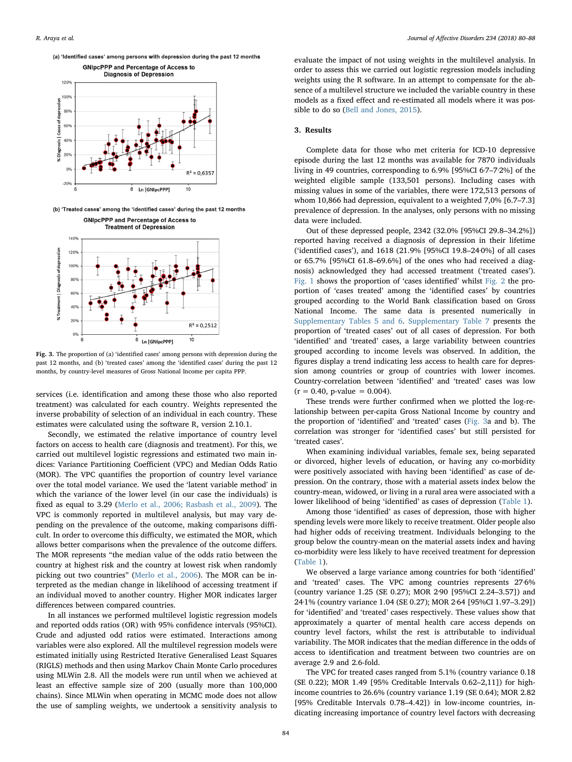(a) 'Identified cases' among persons with depression during the past 12 months

(b) 'Treated cases' among the 'identified cases' during the past 12 months

**Fig. 3.** The proportion of (a) 'identified cases' among persons with depression during the past 12 months, and (b) 'treated cases' among the 'identified cases' during the past 12 months, by country-level measures of Gross National Income per capita PPP.

services (i.e. identification and among these those who also reported treatment) was calculated for each country. Weights represented the inverse probability of selection of an individual in each country. These estimates were calculated using the software R, version 2.10.1.

Secondly, we estimated the relative importance of country level factors on access to health care (diagnosis and treatment). For this, we carried out multilevel logistic regressions and estimated two main indices: Variance Partitioning Coefficient (VPC) and Median Odds Ratio (MOR). The VPC quantifies the proportion of country level variance over the total model variance. We used the 'latent variable method' in which the variance of the lower level (in our case the individuals) is fixed as equal to 3.29 (Merlo et al., 2006; Rasbash et al., 2009). The VPC is commonly reported in multilevel analysis, but may vary depending on the prevalence of the outcome, making comparisons difficult. In order to overcome this difficulty, we estimated the MOR, which allows better comparisons when the prevalence of the outcome differs. The MOR represents "the median value of the odds ratio between the country at highest risk and the country at lowest risk when randomly picking out two countries" (Merlo et al., 2006). The MOR can be interpreted as the median change in likelihood of accessing treatment if an individual moved to another country. Higher MOR indicates larger differences between compared countries.

In all instances we performed multilevel logistic regression models and reported odds ratios (OR) with 95% confidence intervals (95%CI). Crude and adjusted odd ratios were estimated. Interactions among variables were also explored. All the multilevel regression models were estimated initially using Restricted Iterative Generalised Least Squares (RIGLS) methods and then using Markov Chain Monte Carlo procedures using MLWin 2.8. All the models were run until when we achieved at least an effective sample size of 200 (usually more than 100,000 chains). Since MLWin when operating in MCMC mode does not allow the use of sampling weights, we undertook a sensitivity analysis to evaluate the impact of not using weights in the multilevel analysis. In order to assess this we carried out logistic regression models including weights using the R software. In an attempt to compensate for the absence of a multilevel structure we included the variable country in these models as a fixed effect and re-estimated all models where it was possible to do so (Bell and Jones, 2015).

## 3. Results

Complete data for those who met criteria for ICD-10 depressive episode during the last 12 months was available for 7870 individuals living in 49 countries, corresponding to 6.9% [95%CI 6·7–7·2%] of the weighted eligible sample (133,501 persons). Including cases with missing values in some of the variables, there were 172,513 persons of whom 10,866 had depression, equivalent to a weighted 7,0% [6.7–7.3] prevalence of depression. In the analyses, only persons with no missing data were included.

Out of these depressed people, 2342 (32.0% [95%CI 29.8–34.2%]) reported having received a diagnosis of depression in their lifetime ('identified cases'), and 1618 (21.9% [95%CI 19.8–24·0%] of all cases or 65.7% [95%CI 61.8–69.6%] of the ones who had received a diagnosis) acknowledged they had accessed treatment ('treated cases'). Fig. 1 shows the proportion of 'cases identified' whilst Fig. 2 the proportion of 'cases treated' among the 'identified cases' by countries grouped according to the World Bank classification based on Gross National Income. The same data is presented numerically in Supplementary Tables 5 and 6. Supplementary Table 7 presents the proportion of 'treated cases' out of all cases of depression. For both 'identified' and 'treated' cases, a large variability between countries grouped according to income levels was observed. In addition, the figures display a trend indicating less access to health care for depression among countries or group of countries with lower incomes. Country-correlation between 'identified' and 'treated' cases was low ($r = 0.40$, p-value $= 0.004$).

These trends were further confirmed when we plotted the log-relationship between per-capita Gross National Income by country and the proportion of 'identified' and 'treated' cases (Fig. 3a and b). The correlation was stronger for 'identified cases' but still persisted for 'treated cases'.

When examining individual variables, female sex, being separated or divorced, higher levels of education, or having any co-morbidity were positively associated with having been 'identified' as case of depression. On the contrary, those with a material assets index below the country-mean, widowed, or living in a rural area were associated with a lower likelihood of being 'identified' as cases of depression (Table 1).

Among those 'identified' as cases of depression, those with higher spending levels were more likely to receive treatment. Older people also had higher odds of receiving treatment. Individuals belonging to the group below the country-mean on the material assets index and having co-morbidity were less likely to have received treatment for depression (Table 1).

We observed a large variance among countries for both 'identified' and 'treated' cases. The VPC among countries represents 27·6% (country variance 1.25 (SE 0.27); MOR 2·90 [95%CI 2.24–3.57]) and 24·1% (country variance 1.04 (SE 0.27); MOR 2·64 [95%CI 1.97–3.29]) for 'identified' and 'treated' cases respectively. These values show that approximately a quarter of mental health care access depends on country level factors, whilst the rest is attributable to individual variability. The MOR indicates that the median difference in the odds of access to identification and treatment between two countries are on average 2.9 and 2.6-fold.

The VPC for treated cases ranged from 5.1% (country variance 0.18 (SE 0.22); MOR 1.49 [95% Creditable Intervals 0.62–2,11]) for high-income countries to 26.6% (country variance 1.19 (SE 0.64); MOR 2.82 [95% Creditable Intervals 0.78–4.42]) in low-income countries, indicating increasing importance of country level factors with decreasing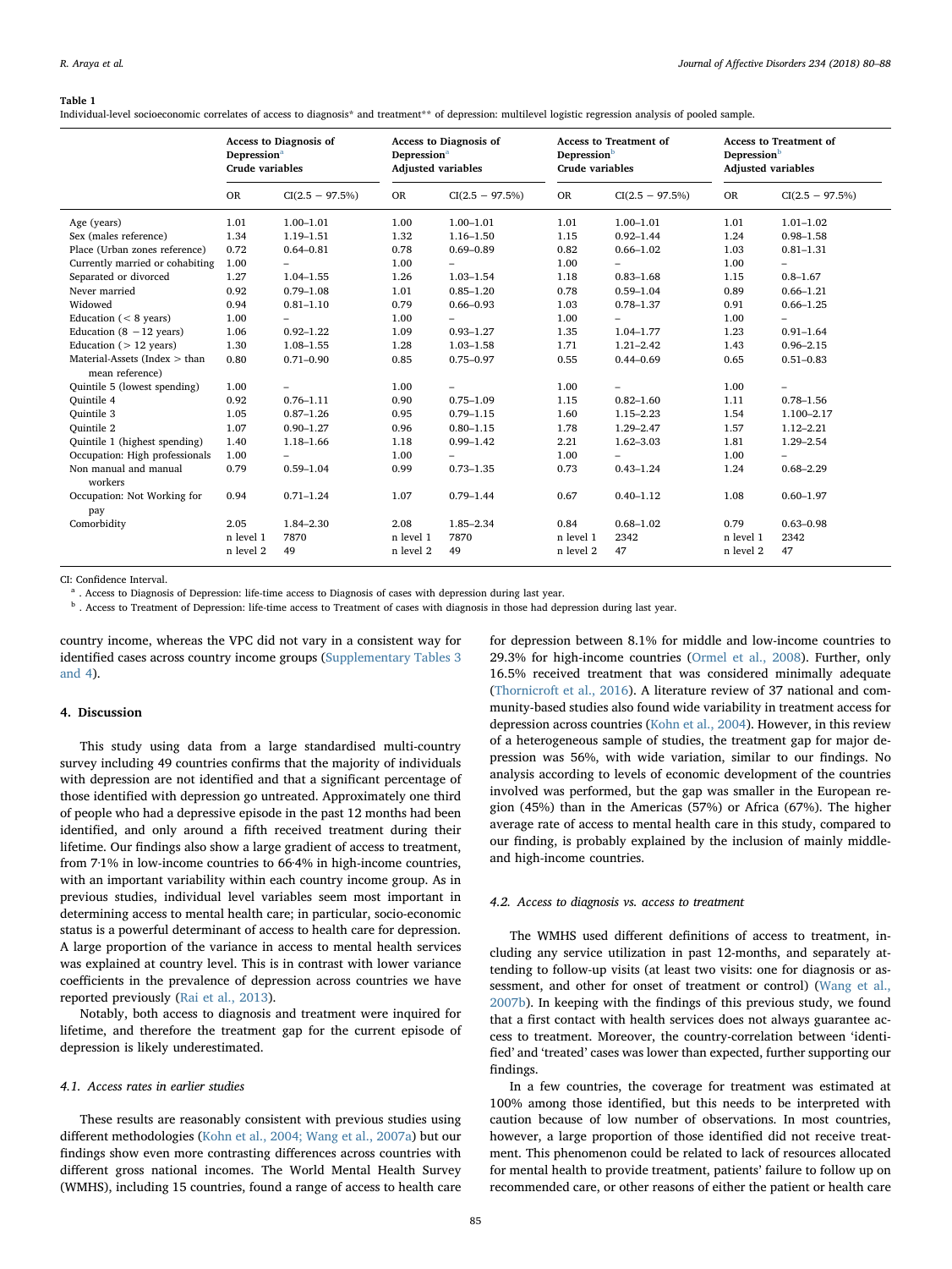**Table 1**

Individual-level socioeconomic correlates of access to diagnosis* and treatment** of depression: multilevel logistic regression analysis of pooled sample.

| | Access to Diagnosis of Depression[a] Crude variables | | Access to Diagnosis of Depression[a] Adjusted variables | | Access to Treatment of Depression[b] Crude variables | | Access to Treatment of Depression[b] Adjusted variables | |
|---|---|---|---|---|---|---|---|---|
| | OR | CI(2.5 − 97.5%) | OR | CI(2.5 − 97.5%) | OR | CI(2.5 − 97.5%) | OR | CI(2.5 − 97.5%) |
| Age (years) | 1.01 | 1.00–1.01 | 1.00 | 1.00–1.01 | 1.01 | 1.00–1.01 | 1.01 | 1.01–1.02 |
| Sex (males reference) | 1.34 | 1.19–1.51 | 1.32 | 1.16–1.50 | 1.15 | 0.92–1.44 | 1.24 | 0.98–1.58 |
| Place (Urban zones reference) | 0.72 | 0.64–0.81 | 0.78 | 0.69–0.89 | 0.82 | 0.66–1.02 | 1.03 | 0.81–1.31 |
| Currently married or cohabiting | 1.00 | – | 1.00 | – | 1.00 | – | 1.00 | – |
| Separated or divorced | 1.27 | 1.04–1.55 | 1.26 | 1.03–1.54 | 1.18 | 0.83–1.68 | 1.15 | 0.8–1.67 |
| Never married | 0.92 | 0.79–1.08 | 1.01 | 0.85–1.20 | 0.78 | 0.59–1.04 | 0.89 | 0.66–1.21 |
| Widowed | 0.94 | 0.81–1.10 | 0.79 | 0.66–0.93 | 1.03 | 0.78–1.37 | 0.91 | 0.66–1.25 |
| Education (< 8 years) | 1.00 | – | 1.00 | – | 1.00 | – | 1.00 | – |
| Education (8 −12 years) | 1.06 | 0.92–1.22 | 1.09 | 0.93–1.27 | 1.35 | 1.04–1.77 | 1.23 | 0.91–1.64 |
| Education (> 12 years) | 1.30 | 1.08–1.55 | 1.28 | 1.03–1.58 | 1.71 | 1.21–2.42 | 1.43 | 0.96–2.15 |
| Material-Assets (Index > than mean reference) | 0.80 | 0.71–0.90 | 0.85 | 0.75–0.97 | 0.55 | 0.44–0.69 | 0.65 | 0.51–0.83 |
| Quintile 5 (lowest spending) | 1.00 | – | 1.00 | – | 1.00 | – | 1.00 | – |
| Quintile 4 | 0.92 | 0.76–1.11 | 0.90 | 0.75–1.09 | 1.15 | 0.82–1.60 | 1.11 | 0.78–1.56 |
| Quintile 3 | 1.05 | 0.87–1.26 | 0.95 | 0.79–1.15 | 1.60 | 1.15–2.23 | 1.54 | 1.100–2.17 |
| Quintile 2 | 1.07 | 0.90–1.27 | 0.96 | 0.80–1.15 | 1.78 | 1.29–2.47 | 1.57 | 1.12–2.21 |
| Quintile 1 (highest spending) | 1.40 | 1.18–1.66 | 1.18 | 0.99–1.42 | 2.21 | 1.62–3.03 | 1.81 | 1.29–2.54 |
| Occupation: High professionals | 1.00 | – | 1.00 | – | 1.00 | – | 1.00 | – |
| Non manual and manual workers | 0.79 | 0.59–1.04 | 0.99 | 0.73–1.35 | 0.73 | 0.43–1.24 | 1.24 | 0.68–2.29 |
| Occupation: Not Working for pay | 0.94 | 0.71–1.24 | 1.07 | 0.79–1.44 | 0.67 | 0.40–1.12 | 1.08 | 0.60–1.97 |
| Comorbidity | 2.05 | 1.84–2.30 | 2.08 | 1.85–2.34 | 0.84 | 0.68–1.02 | 0.79 | 0.63–0.98 |
| | n level 1 | 7870 | n level 1 | 7870 | n level 1 | 2342 | n level 1 | 2342 |
| | n level 2 | 49 | n level 2 | 49 | n level 2 | 47 | n level 2 | 47 |

CI: Confidence Interval.

[a] . Access to Diagnosis of Depression: life-time access to Diagnosis of cases with depression during last year.

[b] . Access to Treatment of Depression: life-time access to Treatment of cases with diagnosis in those had depression during last year.

country income, whereas the VPC did not vary in a consistent way for identified cases across country income groups (Supplementary Tables 3 and 4).

## 4. Discussion

This study using data from a large standardised multi-country survey including 49 countries confirms that the majority of individuals with depression are not identified and that a significant percentage of those identified with depression go untreated. Approximately one third of people who had a depressive episode in the past 12 months had been identified, and only around a fifth received treatment during their lifetime. Our findings also show a large gradient of access to treatment, from 7·1% in low-income countries to 66·4% in high-income countries, with an important variability within each country income group. As in previous studies, individual level variables seem most important in determining access to mental health care; in particular, socio-economic status is a powerful determinant of access to health care for depression. A large proportion of the variance in access to mental health services was explained at country level. This is in contrast with lower variance coefficients in the prevalence of depression across countries we have reported previously (Rai et al., 2013).

Notably, both access to diagnosis and treatment were inquired for lifetime, and therefore the treatment gap for the current episode of depression is likely underestimated.

### 4.1. Access rates in earlier studies

These results are reasonably consistent with previous studies using different methodologies (Kohn et al., 2004; Wang et al., 2007a) but our findings show even more contrasting differences across countries with different gross national incomes. The World Mental Health Survey (WMHS), including 15 countries, found a range of access to health care for depression between 8.1% for middle and low-income countries to 29.3% for high-income countries (Ormel et al., 2008). Further, only 16.5% received treatment that was considered minimally adequate (Thornicroft et al., 2016). A literature review of 37 national and community-based studies also found wide variability in treatment access for depression across countries (Kohn et al., 2004). However, in this review of a heterogeneous sample of studies, the treatment gap for major depression was 56%, with wide variation, similar to our findings. No analysis according to levels of economic development of the countries involved was performed, but the gap was smaller in the European region (45%) than in the Americas (57%) or Africa (67%). The higher average rate of access to mental health care in this study, compared to our finding, is probably explained by the inclusion of mainly middle- and high-income countries.

### 4.2. Access to diagnosis vs. access to treatment

The WMHS used different definitions of access to treatment, including any service utilization in past 12-months, and separately attending to follow-up visits (at least two visits: one for diagnosis or assessment, and other for onset of treatment or control) (Wang et al., 2007b). In keeping with the findings of this previous study, we found that a first contact with health services does not always guarantee access to treatment. Moreover, the country-correlation between 'identified' and 'treated' cases was lower than expected, further supporting our findings.

In a few countries, the coverage for treatment was estimated at 100% among those identified, but this needs to be interpreted with caution because of low number of observations. In most countries, however, a large proportion of those identified did not receive treatment. This phenomenon could be related to lack of resources allocated for mental health to provide treatment, patients' failure to follow up on recommended care, or other reasons of either the patient or health care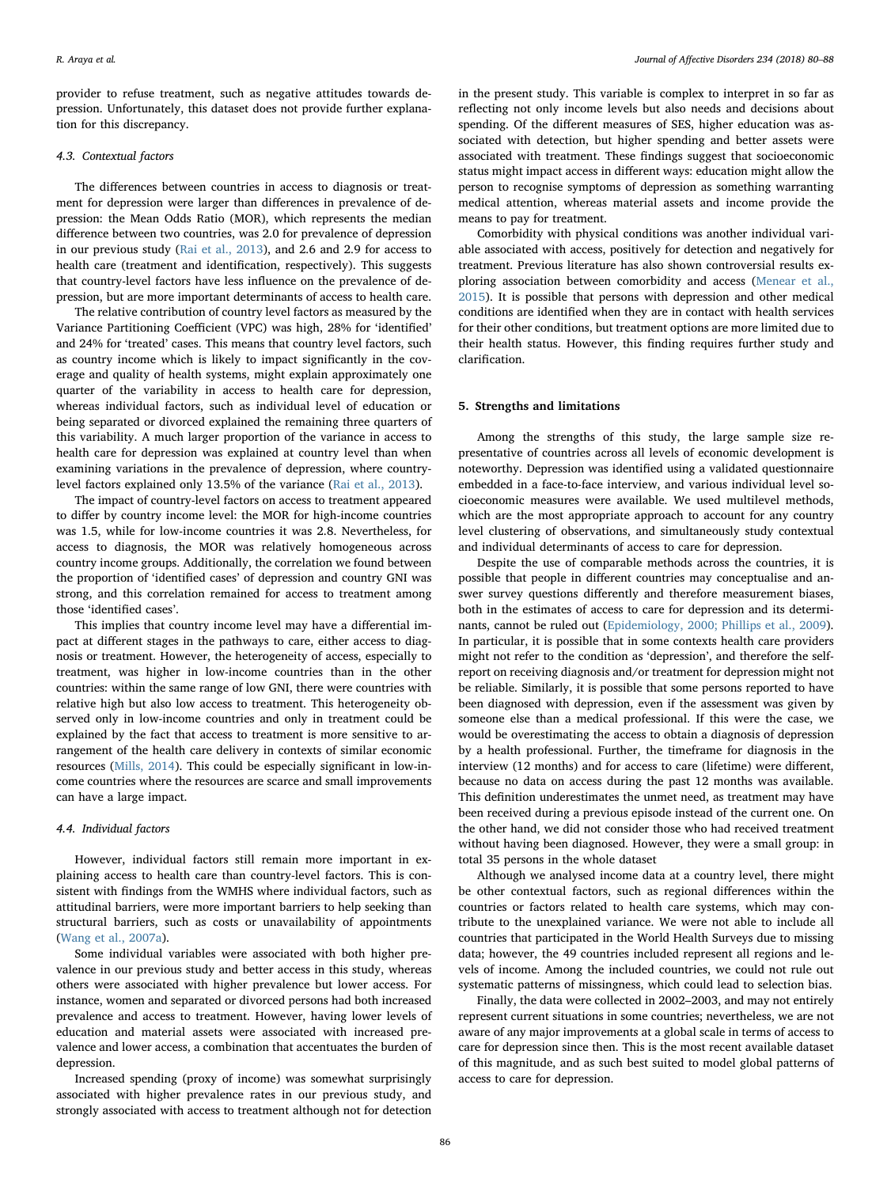provider to refuse treatment, such as negative attitudes towards depression. Unfortunately, this dataset does not provide further explanation for this discrepancy.

### 4.3. Contextual factors

The differences between countries in access to diagnosis or treatment for depression were larger than differences in prevalence of depression: the Mean Odds Ratio (MOR), which represents the median difference between two countries, was 2.0 for prevalence of depression in our previous study (Rai et al., 2013), and 2.6 and 2.9 for access to health care (treatment and identification, respectively). This suggests that country-level factors have less influence on the prevalence of depression, but are more important determinants of access to health care.

The relative contribution of country level factors as measured by the Variance Partitioning Coefficient (VPC) was high, 28% for 'identified' and 24% for 'treated' cases. This means that country level factors, such as country income which is likely to impact significantly in the coverage and quality of health systems, might explain approximately one quarter of the variability in access to health care for depression, whereas individual factors, such as individual level of education or being separated or divorced explained the remaining three quarters of this variability. A much larger proportion of the variance in access to health care for depression was explained at country level than when examining variations in the prevalence of depression, where country-level factors explained only 13.5% of the variance (Rai et al., 2013).

The impact of country-level factors on access to treatment appeared to differ by country income level: the MOR for high-income countries was 1.5, while for low-income countries it was 2.8. Nevertheless, for access to diagnosis, the MOR was relatively homogeneous across country income groups. Additionally, the correlation we found between the proportion of 'identified cases' of depression and country GNI was strong, and this correlation remained for access to treatment among those 'identified cases'.

This implies that country income level may have a differential impact at different stages in the pathways to care, either access to diagnosis or treatment. However, the heterogeneity of access, especially to treatment, was higher in low-income countries than in the other countries: within the same range of low GNI, there were countries with relative high but also low access to treatment. This heterogeneity observed only in low-income countries and only in treatment could be explained by the fact that access to treatment is more sensitive to arrangement of the health care delivery in contexts of similar economic resources (Mills, 2014). This could be especially significant in low-income countries where the resources are scarce and small improvements can have a large impact.

### 4.4. Individual factors

However, individual factors still remain more important in explaining access to health care than country-level factors. This is consistent with findings from the WMHS where individual factors, such as attitudinal barriers, were more important barriers to help seeking than structural barriers, such as costs or unavailability of appointments (Wang et al., 2007a).

Some individual variables were associated with both higher prevalence in our previous study and better access in this study, whereas others were associated with higher prevalence but lower access. For instance, women and separated or divorced persons had both increased prevalence and access to treatment. However, having lower levels of education and material assets were associated with increased prevalence and lower access, a combination that accentuates the burden of depression.

Increased spending (proxy of income) was somewhat surprisingly associated with higher prevalence rates in our previous study, and strongly associated with access to treatment although not for detection in the present study. This variable is complex to interpret in so far as reflecting not only income levels but also needs and decisions about spending. Of the different measures of SES, higher education was associated with detection, but higher spending and better assets were associated with treatment. These findings suggest that socioeconomic status might impact access in different ways: education might allow the person to recognise symptoms of depression as something warranting medical attention, whereas material assets and income provide the means to pay for treatment.

Comorbidity with physical conditions was another individual variable associated with access, positively for detection and negatively for treatment. Previous literature has also shown controversial results exploring association between comorbidity and access (Menear et al., 2015). It is possible that persons with depression and other medical conditions are identified when they are in contact with health services for their other conditions, but treatment options are more limited due to their health status. However, this finding requires further study and clarification.

## 5. Strengths and limitations

Among the strengths of this study, the large sample size representative of countries across all levels of economic development is noteworthy. Depression was identified using a validated questionnaire embedded in a face-to-face interview, and various individual level socioeconomic measures were available. We used multilevel methods, which are the most appropriate approach to account for any country level clustering of observations, and simultaneously study contextual and individual determinants of access to care for depression.

Despite the use of comparable methods across the countries, it is possible that people in different countries may conceptualise and answer survey questions differently and therefore measurement biases, both in the estimates of access to care for depression and its determinants, cannot be ruled out (Epidemiology, 2000; Phillips et al., 2009). In particular, it is possible that in some contexts health care providers might not refer to the condition as 'depression', and therefore the self-report on receiving diagnosis and/or treatment for depression might not be reliable. Similarly, it is possible that some persons reported to have been diagnosed with depression, even if the assessment was given by someone else than a medical professional. If this were the case, we would be overestimating the access to obtain a diagnosis of depression by a health professional. Further, the timeframe for diagnosis in the interview (12 months) and for access to care (lifetime) were different, because no data on access during the past 12 months was available. This definition underestimates the unmet need, as treatment may have been received during a previous episode instead of the current one. On the other hand, we did not consider those who had received treatment without having been diagnosed. However, they were a small group: in total 35 persons in the whole dataset

Although we analysed income data at a country level, there might be other contextual factors, such as regional differences within the countries or factors related to health care systems, which may contribute to the unexplained variance. We were not able to include all countries that participated in the World Health Surveys due to missing data; however, the 49 countries included represent all regions and levels of income. Among the included countries, we could not rule out systematic patterns of missingness, which could lead to selection bias.

Finally, the data were collected in 2002–2003, and may not entirely represent current situations in some countries; nevertheless, we are not aware of any major improvements at a global scale in terms of access to care for depression since then. This is the most recent available dataset of this magnitude, and as such best suited to model global patterns of access to care for depression.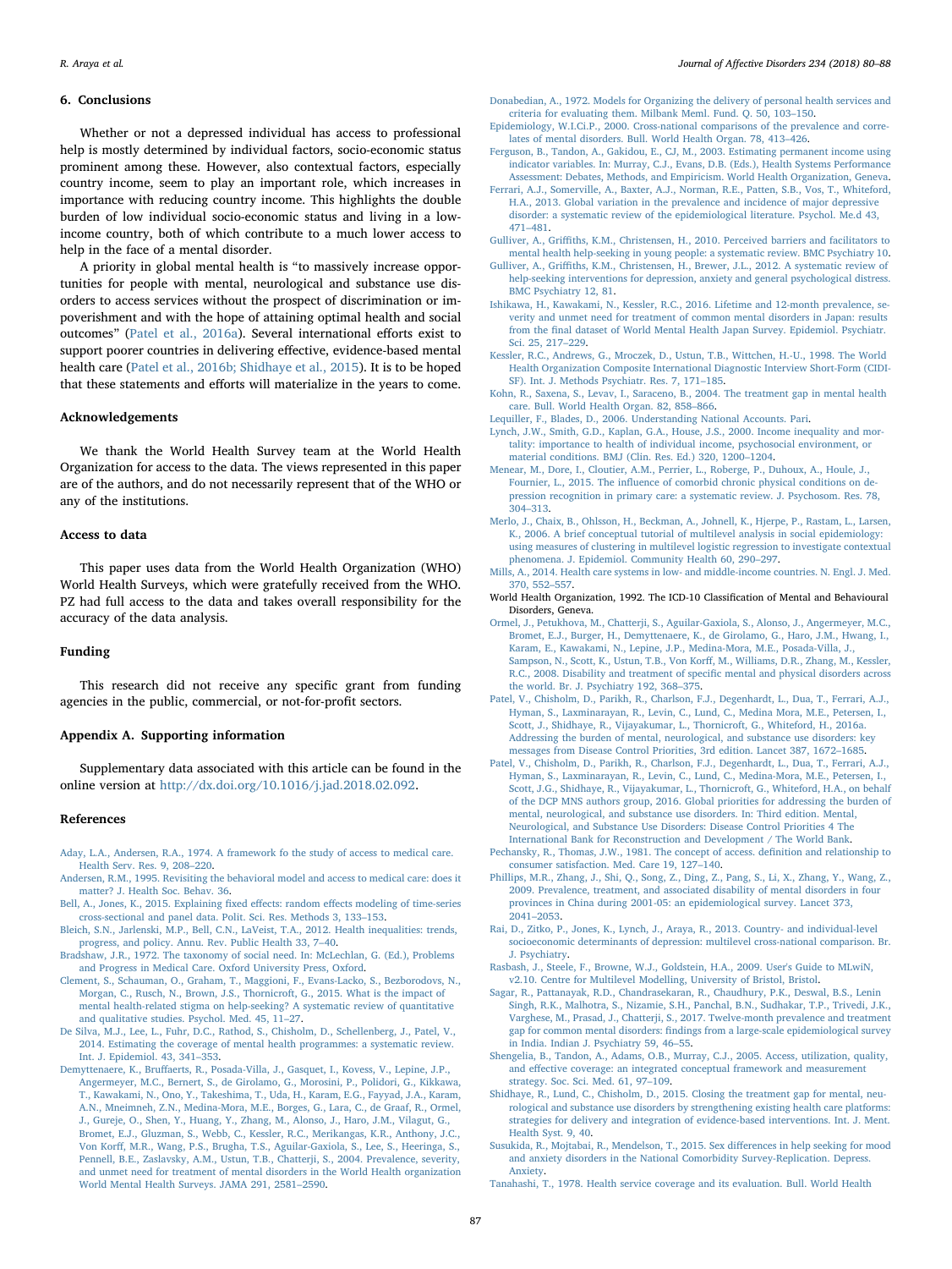## 6. Conclusions

Whether or not a depressed individual has access to professional help is mostly determined by individual factors, socio-economic status prominent among these. However, also contextual factors, especially country income, seem to play an important role, which increases in importance with reducing country income. This highlights the double burden of low individual socio-economic status and living in a low-income country, both of which contribute to a much lower access to help in the face of a mental disorder.

A priority in global mental health is "to massively increase opportunities for people with mental, neurological and substance use disorders to access services without the prospect of discrimination or impoverishment and with the hope of attaining optimal health and social outcomes" (Patel et al., 2016a). Several international efforts exist to support poorer countries in delivering effective, evidence-based mental health care (Patel et al., 2016b; Shidhaye et al., 2015). It is to be hoped that these statements and efforts will materialize in the years to come.

## Acknowledgements

We thank the World Health Survey team at the World Health Organization for access to the data. The views represented in this paper are of the authors, and do not necessarily represent that of the WHO or any of the institutions.

## Access to data

This paper uses data from the World Health Organization (WHO) World Health Surveys, which were gratefully received from the WHO. PZ had full access to the data and takes overall responsibility for the accuracy of the data analysis.

## Funding

This research did not receive any specific grant from funding agencies in the public, commercial, or not-for-profit sectors.

## Appendix A. Supporting information

Supplementary data associated with this article can be found in the online version at http://dx.doi.org/10.1016/j.jad.2018.02.092.

## References

Aday, L.A., Andersen, R.A., 1974. A framework fo the study of access to medical care. Health Serv. Res. 9, 208–220.

Andersen, R.M., 1995. Revisiting the behavioral model and access to medical care: does it matter? J. Health Soc. Behav. 36.

Bell, A., Jones, K., 2015. Explaining fixed effects: random effects modeling of time-series cross-sectional and panel data. Polit. Sci. Res. Methods 3, 133–153.

Bleich, S.N., Jarlenski, M.P., Bell, C.N., LaVeist, T.A., 2012. Health inequalities: trends, progress, and policy. Annu. Rev. Public Health 33, 7–40.

Bradshaw, J.R., 1972. The taxonomy of social need. In: McLechlan, G. (Ed.), Problems and Progress in Medical Care. Oxford University Press, Oxford.

Clement, S., Schauman, O., Graham, T., Maggioni, F., Evans-Lacko, S., Bezborodovs, N., Morgan, C., Rusch, N., Brown, J.S., Thornicroft, G., 2015. What is the impact of mental health-related stigma on help-seeking? A systematic review of quantitative and qualitative studies. Psychol. Med. 45, 11–27.

De Silva, M.J., Lee, L., Fuhr, D.C., Rathod, S., Chisholm, D., Schellenberg, J., Patel, V., 2014. Estimating the coverage of mental health programmes: a systematic review. Int. J. Epidemiol. 43, 341–353.

Demyttenaere, K., Bruffaerts, R., Posada-Villa, J., Gasquet, I., Kovess, V., Lepine, J.P., Angermeyer, M.C., Bernert, S., de Girolamo, G., Morosini, P., Polidori, G., Kikkawa, T., Kawakami, N., Ono, Y., Takeshima, T., Uda, H., Karam, E.G., Fayyad, J.A., Karam, A.N., Mneimneh, Z.N., Medina-Mora, M.E., Borges, G., Lara, C., de Graaf, R., Ormel, J., Gureje, O., Shen, Y., Huang, Y., Zhang, M., Alonso, J., Haro, J.M., Vilagut, G., Bromet, E.J., Gluzman, S., Webb, C., Kessler, R.C., Merikangas, K.R., Anthony, J.C., Von Korff, M.R., Wang, P.S., Brugha, T.S., Aguilar-Gaxiola, S., Lee, S., Heeringa, S., Pennell, B.E., Zaslavsky, A.M., Ustun, T.B., Chatterji, S., 2004. Prevalence, severity, and unmet need for treatment of mental disorders in the World Health organization World Mental Health Surveys. JAMA 291, 2581–2590.

Donabedian, A., 1972. Models for Organizing the delivery of personal health services and criteria for evaluating them. Milbank Meml. Fund. Q. 50, 103–150.

Epidemiology, W.I.Ci.P., 2000. Cross-national comparisons of the prevalence and correlates of mental disorders. Bull. World Health Organ. 78, 413–426.

Ferguson, B., Tandon, A., Gakidou, E., CJ, M., 2003. Estimating permanent income using indicator variables. In: Murray, C.J., Evans, D.B. (Eds.), Health Systems Performance Assessment: Debates, Methods, and Empiricism. World Health Organization, Geneva.

Ferrari, A.J., Somerville, A., Baxter, A.J., Norman, R.E., Patten, S.B., Vos, T., Whiteford, H.A., 2013. Global variation in the prevalence and incidence of major depressive disorder: a systematic review of the epidemiological literature. Psychol. Me.d 43, 471–481.

Gulliver, A., Griffiths, K.M., Christensen, H., 2010. Perceived barriers and facilitators to mental health help-seeking in young people: a systematic review. BMC Psychiatry 10.

Gulliver, A., Griffiths, K.M., Christensen, H., Brewer, J.L., 2012. A systematic review of help-seeking interventions for depression, anxiety and general psychological distress. BMC Psychiatry 12, 81.

Ishikawa, H., Kawakami, N., Kessler, R.C., 2016. Lifetime and 12-month prevalence, severity and unmet need for treatment of common mental disorders in Japan: results from the final dataset of World Mental Health Japan Survey. Epidemiol. Psychiatr. Sci. 25, 217–229.

Kessler, R.C., Andrews, G., Mroczek, D., Ustun, T.B., Wittchen, H.-U., 1998. The World Health Organization Composite International Diagnostic Interview Short-Form (CIDI-SF). Int. J. Methods Psychiatr. Res. 7, 171–185.

Kohn, R., Saxena, S., Levav, I., Saraceno, B., 2004. The treatment gap in mental health care. Bull. World Health Organ. 82, 858–866.

Lequiller, F., Blades, D., 2006. Understanding National Accounts. Pari.

Lynch, J.W., Smith, G.D., Kaplan, G.A., House, J.S., 2000. Income inequality and mortality: importance to health of individual income, psychosocial environment, or material conditions. BMJ (Clin. Res. Ed.) 320, 1200–1204.

Menear, M., Dore, I., Cloutier, A.M., Perrier, L., Roberge, P., Duhoux, A., Houle, J., Fournier, L., 2015. The influence of comorbid chronic physical conditions on depression recognition in primary care: a systematic review. J. Psychosom. Res. 78, 304–313.

Merlo, J., Chaix, B., Ohlsson, H., Beckman, A., Johnell, K., Hjerpe, P., Rastam, L., Larsen, K., 2006. A brief conceptual tutorial of multilevel analysis in social epidemiology: using measures of clustering in multilevel logistic regression to investigate contextual phenomena. J. Epidemiol. Community Health 60, 290–297.

Mills, A., 2014. Health care systems in low- and middle-income countries. N. Engl. J. Med. 370, 552–557.

World Health Organization, 1992. The ICD-10 Classification of Mental and Behavioural Disorders, Geneva.

Ormel, J., Petukhova, M., Chatterji, S., Aguilar-Gaxiola, S., Alonso, J., Angermeyer, M.C., Bromet, E.J., Burger, H., Demyttenaere, K., de Girolamo, G., Haro, J.M., Hwang, I., Karam, E., Kawakami, N., Lepine, J.P., Medina-Mora, M.E., Posada-Villa, J., Sampson, N., Scott, K., Ustun, T.B., Von Korff, M., Williams, D.R., Zhang, M., Kessler, R.C., 2008. Disability and treatment of specific mental and physical disorders across the world. Br. J. Psychiatry 192, 368–375.

Patel, V., Chisholm, D., Parikh, R., Charlson, F.J., Degenhardt, L., Dua, T., Ferrari, A.J., Hyman, S., Laxminarayan, R., Levin, C., Lund, C., Medina Mora, M.E., Petersen, I., Scott, J., Shidhaye, R., Vijayakumar, L., Thornicroft, G., Whiteford, H., 2016a. Addressing the burden of mental, neurological, and substance use disorders: key messages from Disease Control Priorities, 3rd edition. Lancet 387, 1672–1685.

Patel, V., Chisholm, D., Parikh, R., Charlson, F.J., Degenhardt, L., Dua, T., Ferrari, A.J., Hyman, S., Laxminarayan, R., Levin, C., Lund, C., Medina-Mora, M.E., Petersen, I., Scott, J.G., Shidhaye, R., Vijayakumar, L., Thornicroft, G., Whiteford, H.A., on behalf of the DCP MNS authors group, 2016. Global priorities for addressing the burden of mental, neurological, and substance use disorders. In: Third edition. Mental, Neurological, and Substance Use Disorders: Disease Control Priorities 4 The International Bank for Reconstruction and Development / The World Bank.

Pechansky, R., Thomas, J.W., 1981. The concept of access. definition and relationship to consumer satisfaction. Med. Care 19, 127–140.

Phillips, M.R., Zhang, J., Shi, Q., Song, Z., Ding, Z., Pang, S., Li, X., Zhang, Y., Wang, Z., 2009. Prevalence, treatment, and associated disability of mental disorders in four provinces in China during 2001-05: an epidemiological survey. Lancet 373, 2041–2053.

Rai, D., Zitko, P., Jones, K., Lynch, J., Araya, R., 2013. Country- and individual-level socioeconomic determinants of depression: multilevel cross-national comparison. Br. J. Psychiatry.

Rasbash, J., Steele, F., Browne, W.J., Goldstein, H.A., 2009. User's Guide to MLwiN, v2.10. Centre for Multilevel Modelling, University of Bristol, Bristol.

Sagar, R., Pattanayak, R.D., Chandrasekaran, R., Chaudhury, P.K., Deswal, B.S., Lenin Singh, R.K., Malhotra, S., Nizamie, S.H., Panchal, B.N., Sudhakar, T.P., Trivedi, J.K., Varghese, M., Prasad, J., Chatterji, S., 2017. Twelve-month prevalence and treatment gap for common mental disorders: findings from a large-scale epidemiological survey in India. Indian J. Psychiatry 59, 46–55.

Shengelia, B., Tandon, A., Adams, O.B., Murray, C.J., 2005. Access, utilization, quality, and effective coverage: an integrated conceptual framework and measurement strategy. Soc. Sci. Med. 61, 97–109.

Shidhaye, R., Lund, C., Chisholm, D., 2015. Closing the treatment gap for mental, neurological and substance use disorders by strengthening existing health care platforms: strategies for delivery and integration of evidence-based interventions. Int. J. Ment. Health Syst. 9, 40.

Susukida, R., Mojtabai, R., Mendelson, T., 2015. Sex differences in help seeking for mood and anxiety disorders in the National Comorbidity Survey-Replication. Depress. Anxiety.

Tanahashi, T., 1978. Health service coverage and its evaluation. Bull. World Health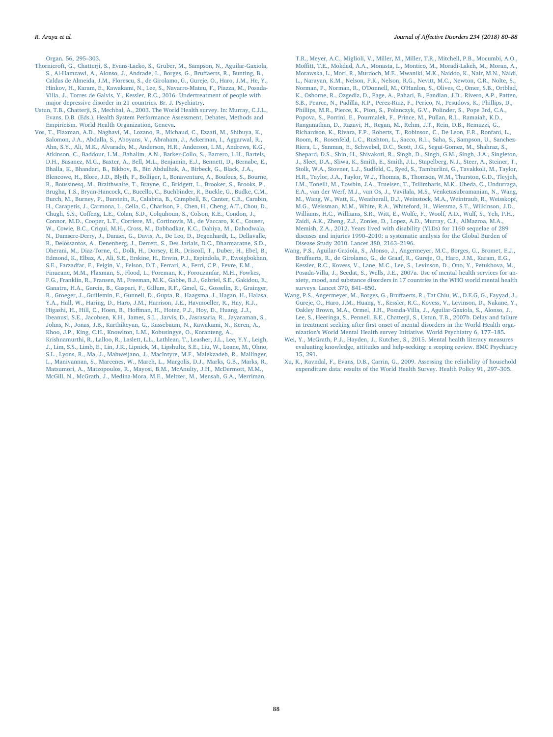Organ. 56, 295–303.

Thornicroft, G., Chatterji, S., Evans-Lacko, S., Gruber, M., Sampson, N., Aguilar-Gaxiola, S., Al-Hamzawi, A., Alonso, J., Andrade, L., Borges, G., Bruffaerts, R., Bunting, B., Caldas de Almeida, J.M., Florescu, S., de Girolamo, G., Gureje, O., Haro, J.M., He, Y., Hinkov, H., Karam, E., Kawakami, N., Lee, S., Navarro-Mateu, F., Piazza, M., Posada-Villa, J., Torres de Galvis, Y., Kessler, R.C., 2016. Undertreatment of people with major depressive disorder in 21 countries. Br. J. Psychiatry.

Ustun, T.B., Chatterji, S., Mechbal, A., 2003. The World Health survey. In: Murray, C.J.L., Evans, D.B. (Eds.), Health System Performance Assessment, Debates, Methods and Empiricism. World Health Organization, Geneva.

Vos, T., Flaxman, A.D., Naghavi, M., Lozano, R., Michaud, C., Ezzati, M., Shibuya, K., Salomon, J.A., Abdalla, S., Aboyans, V., Abraham, J., Ackerman, I., Aggarwal, R., Ahn, S.Y., Ali, M.K., Alvarado, M., Anderson, H.R., Anderson, L.M., Andrews, K.G., Atkinson, C., Baddour, L.M., Bahalim, A.N., Barker-Collo, S., Barrero, L.H., Bartels, D.H., Basanez, M.G., Baxter, A., Bell, M.L., Benjamin, E.J., Bennett, D., Bernabe, E., Bhalla, K., Bhandari, B., Bikbov, B., Bin Abdulhak, A., Birbeck, G., Black, J.A., Blencowe, H., Blore, J.D., Blyth, F., Bolliger, I., Bonaventure, A., Boufous, S., Bourne, R., Boussinesq, M., Braithwaite, T., Brayne, C., Bridgett, L., Brooker, S., Brooks, P., Brugha, T.S., Bryan-Hancock, C., Bucello, C., Buchbinder, R., Buckle, G., Budke, C.M., Burch, M., Burney, P., Burstein, R., Calabria, B., Campbell, B., Canter, C.E., Carabin, H., Carapetis, J., Carmona, L., Cella, C., Charlson, F., Chen, H., Cheng, A.T., Chou, D., Chugh, S.S., Coffeng, L.E., Colan, S.D., Colquhoun, S., Colson, K.E., Condon, J., Connor, M.D., Cooper, L.T., Corriere, M., Cortinovis, M., de Vaccaro, K.C., Couser, W., Cowie, B.C., Criqui, M.H., Cross, M., Dabhadkar, K.C., Dahiya, M., Dahodwala, N., Damsere-Derry, J., Danaei, G., Davis, A., De Leo, D., Degenhardt, L., Dellavalle, R., Delossantos, A., Denenberg, J., Derrett, S., Des Jarlais, D.C., Dharmaratne, S.D., Dherani, M., Diaz-Torne, C., Dolk, H., Dorsey, E.R., Driscoll, T., Duber, H., Ebel, B., Edmond, K., Elbaz, A., Ali, S.E., Erskine, H., Erwin, P.J., Espindola, P., Ewoigbokhan, S.E., Farzadfar, F., Feigin, V., Felson, D.T., Ferrari, A., Ferri, C.P., Fevre, E.M., Finucane, M.M., Flaxman, S., Flood, L., Foreman, K., Forouzanfar, M.H., Fowkes, F.G., Franklin, R., Fransen, M., Freeman, M.K., Gabbe, B.J., Gabriel, S.E., Gakidou, E., Ganatra, H.A., Garcia, B., Gaspari, F., Gillum, R.F., Gmel, G., Gosselin, R., Grainger, R., Groeger, J., Guillemin, F., Gunnell, D., Gupta, R., Haagsma, J., Hagan, H., Halasa, Y.A., Hall, W., Haring, D., Haro, J.M., Harrison, J.E., Havmoeller, R., Hay, R.J., Higashi, H., Hill, C., Hoen, B., Hoffman, H., Hotez, P.J., Hoy, D., Huang, J.J., Ibeanusi, S.E., Jacobsen, K.H., James, S.L., Jarvis, D., Jasrasaria, R., Jayaraman, S., Johns, N., Jonas, J.B., Karthikeyan, G., Kassebaum, N., Kawakami, N., Keren, A., Khoo, J.P., King, C.H., Knowlton, L.M., Kobusingye, O., Koranteng, A., Krishnamurthi, R., Lalloo, R., Laslett, L.L., Lathlean, T., Leasher, J.L., Lee, Y.Y., Leigh, J., Lim, S.S., Limb, E., Lin, J.K., Lipnick, M., Lipshultz, S.E., Liu, W., Loane, M., Ohno, S.L., Lyons, R., Ma, J., Mabweijano, J., MacIntyre, M.F., Malekzadeh, R., Mallinger, L., Manivannan, S., Marcenes, W., March, L., Margolis, D.J., Marks, G.B., Marks, R., Matsumori, A., Matzopoulos, R., Mayosi, B.M., McAnulty, J.H., McDermott, M.M., McGill, N., McGrath, J., Medina-Mora, M.E., Meltzer, M., Mensah, G.A., Merriman, T.R., Meyer, A.C., Miglioli, V., Miller, M., Miller, T.R., Mitchell, P.B., Mocumbi, A.O., Moffitt, T.E., Mokdad, A.A., Monasta, L., Montico, M., Moradi-Lakeh, M., Moran, A., Morawska, L., Mori, R., Murdoch, M.E., Mwaniki, M.K., Naidoo, K., Nair, M.N., Naldi, L., Narayan, K.M., Nelson, P.K., Nelson, R.G., Nevitt, M.C., Newton, C.R., Nolte, S., Norman, P., Norman, R., O'Donnell, M., O'Hanlon, S., Olives, C., Omer, S.B., Ortblad, K., Osborne, R., Ozgediz, D., Page, A., Pahari, B., Pandian, J.D., Rivero, A.P., Patten, S.B., Pearce, N., Padilla, R.P., Perez-Ruiz, F., Perico, N., Pesudovs, K., Phillips, D., Phillips, M.R., Pierce, K., Pion, S., Polanczyk, G.V., Polinder, S., Pope 3rd, C.A., Popova, S., Porrini, E., Pourmalek, F., Prince, M., Pullan, R.L., Ramaiah, K.D., Ranganathan, D., Razavi, H., Regan, M., Rehm, J.T., Rein, D.B., Remuzzi, G., Richardson, K., Rivara, F.P., Roberts, T., Robinson, C., De Leon, F.R., Ronfani, L., Room, R., Rosenfeld, L.C., Rushton, L., Sacco, R.L., Saha, S., Sampson, U., Sanchez-Riera, L., Sanman, E., Schwebel, D.C., Scott, J.G., Segui-Gomez, M., Shahraz, S., Shepard, D.S., Shin, H., Shivakoti, R., Singh, D., Singh, G.M., Singh, J.A., Singleton, J., Sleet, D.A., Sliwa, K., Smith, E., Smith, J.L., Stapelberg, N.J., Steer, A., Steiner, T., Stolk, W.A., Stovner, L.J., Sudfeld, C., Syed, S., Tamburlini, G., Tavakkoli, M., Taylor, H.R., Taylor, J.A., Taylor, W.J., Thomas, B., Thomson, W.M., Thurston, G.D., Tleyjeh, I.M., Tonelli, M., Towbin, J.A., Truelsen, T., Tsilimbaris, M.K., Ubeda, C., Undurraga, E.A., van der Werf, M.J., van Os, J., Vavilala, M.S., Venketasubramanian, N., Wang, M., Wang, W., Watt, K., Weatherall, D.J., Weinstock, M.A., Weintraub, R., Weisskopf, M.G., Weissman, M.M., White, R.A., Whiteford, H., Wiersma, S.T., Wilkinson, J.D., Williams, H.C., Williams, S.R., Witt, E., Wolfe, F., Woolf, A.D., Wulf, S., Yeh, P.H., Zaidi, A.K., Zheng, Z.J., Zonies, D., Lopez, A.D., Murray, C.J., AlMazroa, M.A., Memish, Z.A., 2012. Years lived with disability (YLDs) for 1160 sequelae of 289 diseases and injuries 1990–2010: a systematic analysis for the Global Burden of Disease Study 2010. Lancet 380, 2163–2196.

Wang, P.S., Aguilar-Gaxiola, S., Alonso, J., Angermeyer, M.C., Borges, G., Bromet, E.J., Bruffaerts, R., de Girolamo, G., de Graaf, R., Gureje, O., Haro, J.M., Karam, E.G., Kessler, R.C., Kovess, V., Lane, M.C., Lee, S., Levinson, D., Ono, Y., Petukhova, M., Posada-Villa, J., Seedat, S., Wells, J.E., 2007a. Use of mental health services for anxiety, mood, and substance disorders in 17 countries in the WHO world mental health surveys. Lancet 370, 841–850.

Wang, P.S., Angermeyer, M., Borges, G., Bruffaerts, R., Tat Chiu, W., D.E.G, G., Fayyad, J., Gureje, O., Haro, J.M., Huang, Y., Kessler, R.C., Kovess, V., Levinson, D., Nakane, Y., Oakley Brown, M.A., Ormel, J.H., Posada-Villa, J., Aguilar-Gaxiola, S., Alonso, J., Lee, S., Heeringa, S., Pennell, B.E., Chatterji, S., Ustun, T.B., 2007b. Delay and failure in treatment seeking after first onset of mental disorders in the World Health organization's World Mental Health survey Initiative. World Psychiatry 6, 177–185.

Wei, Y., McGrath, P.J., Hayden, J., Kutcher, S., 2015. Mental health literacy measures evaluating knowledge, attitudes and help-seeking: a scoping review. BMC Psychiatry 15, 291.

Xu, K., Ravndal, F., Evans, D.B., Carrin, G., 2009. Assessing the reliability of household expenditure data: results of the World Health Survey. Health Policy 91, 297–305.